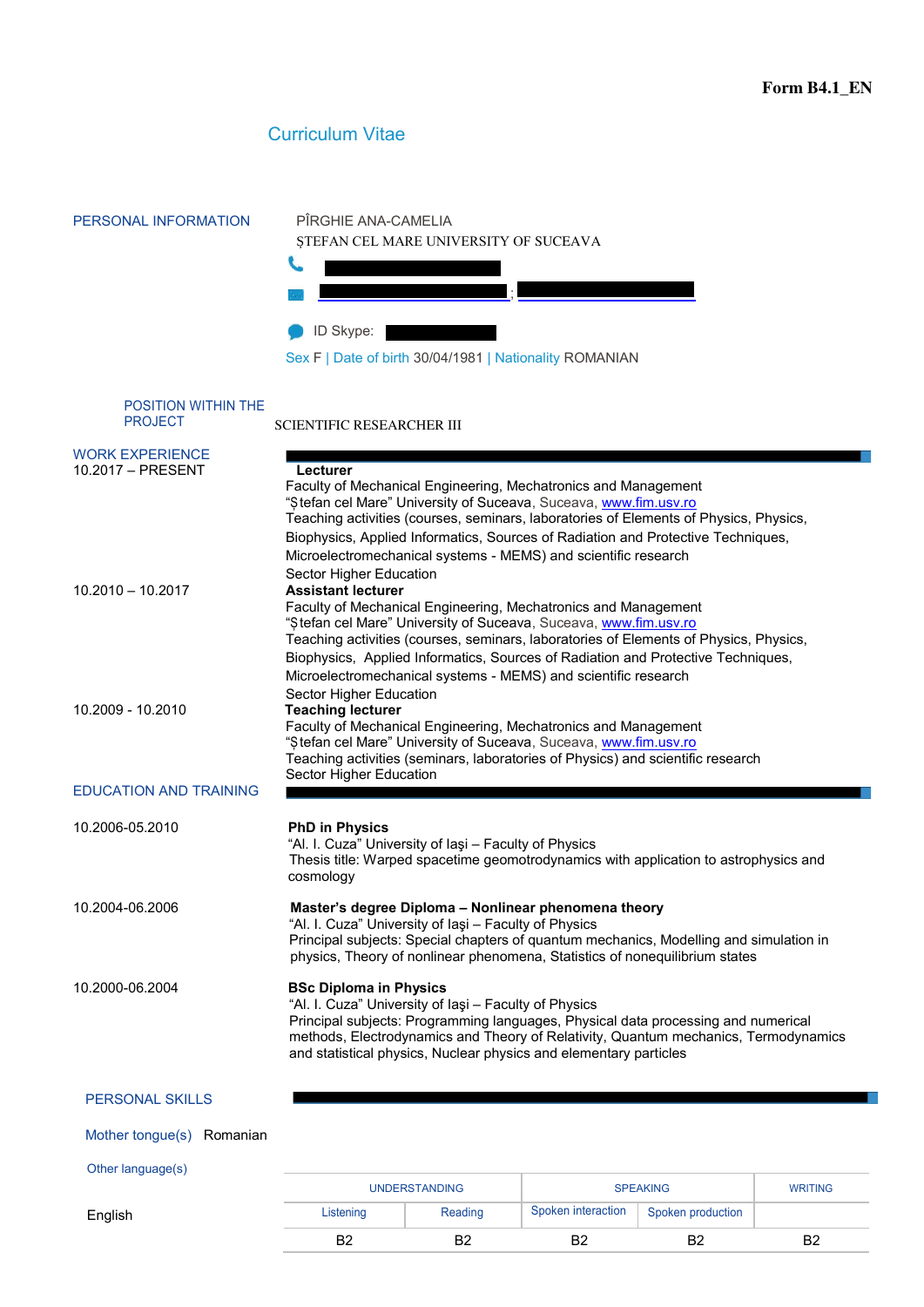**Form B4.1_EN**

# Curriculum Vitae

## PERSONAL INFORMATION

PÎRGHIE ANA-CAMELIA
ŞTEFAN CEL MARE UNIVERSITY OF SUCEAVA

ID Skype:

Sex F | Date of birth 30/04/1981 | Nationality ROMANIAN

## POSITION WITHIN THE PROJECT

SCIENTIFIC RESEARCHER III

## WORK EXPERIENCE

**10.2017 – PRESENT**

**Lecturer**
Faculty of Mechanical Engineering, Mechatronics and Management
"Ştefan cel Mare" University of Suceava, Suceava, www.fim.usv.ro
Teaching activities (courses, seminars, laboratories of Elements of Physics, Physics, Biophysics, Applied Informatics, Sources of Radiation and Protective Techniques, Microelectromechanical systems - MEMS) and scientific research
Sector Higher Education

**10.2010 – 10.2017**

**Assistant lecturer**
Faculty of Mechanical Engineering, Mechatronics and Management
"Ştefan cel Mare" University of Suceava, Suceava, www.fim.usv.ro
Teaching activities (courses, seminars, laboratories of Elements of Physics, Physics, Biophysics, Applied Informatics, Sources of Radiation and Protective Techniques, Microelectromechanical systems - MEMS) and scientific research
Sector Higher Education

**10.2009 - 10.2010**

**Teaching lecturer**
Faculty of Mechanical Engineering, Mechatronics and Management
"Ştefan cel Mare" University of Suceava, Suceava, www.fim.usv.ro
Teaching activities (seminars, laboratories of Physics) and scientific research
Sector Higher Education

## EDUCATION AND TRAINING

**10.2006-05.2010**

**PhD in Physics**
"Al. I. Cuza" University of Iaşi – Faculty of Physics
Thesis title: Warped spacetime geometrodynamics with application to astrophysics and cosmology

**10.2004-06.2006**

**Master's degree Diploma – Nonlinear phenomena theory**
"Al. I. Cuza" University of Iaşi – Faculty of Physics
Principal subjects: Special chapters of quantum mechanics, Modelling and simulation in physics, Theory of nonlinear phenomena, Statistics of nonequilibrium states

**10.2000-06.2004**

**BSc Diploma in Physics**
"Al. I. Cuza" University of Iaşi – Faculty of Physics
Principal subjects: Programming languages, Physical data processing and numerical methods, Electrodynamics and Theory of Relativity, Quantum mechanics, Termodynamics and statistical physics, Nuclear physics and elementary particles

## PERSONAL SKILLS

Mother tongue(s) Romanian

Other language(s)

| | UNDERSTANDING | | SPEAKING | | WRITING |
|---|---|---|---|---|---|
| | Listening | Reading | Spoken interaction | Spoken production | |
| English | B2 | B2 | B2 | B2 | B2 |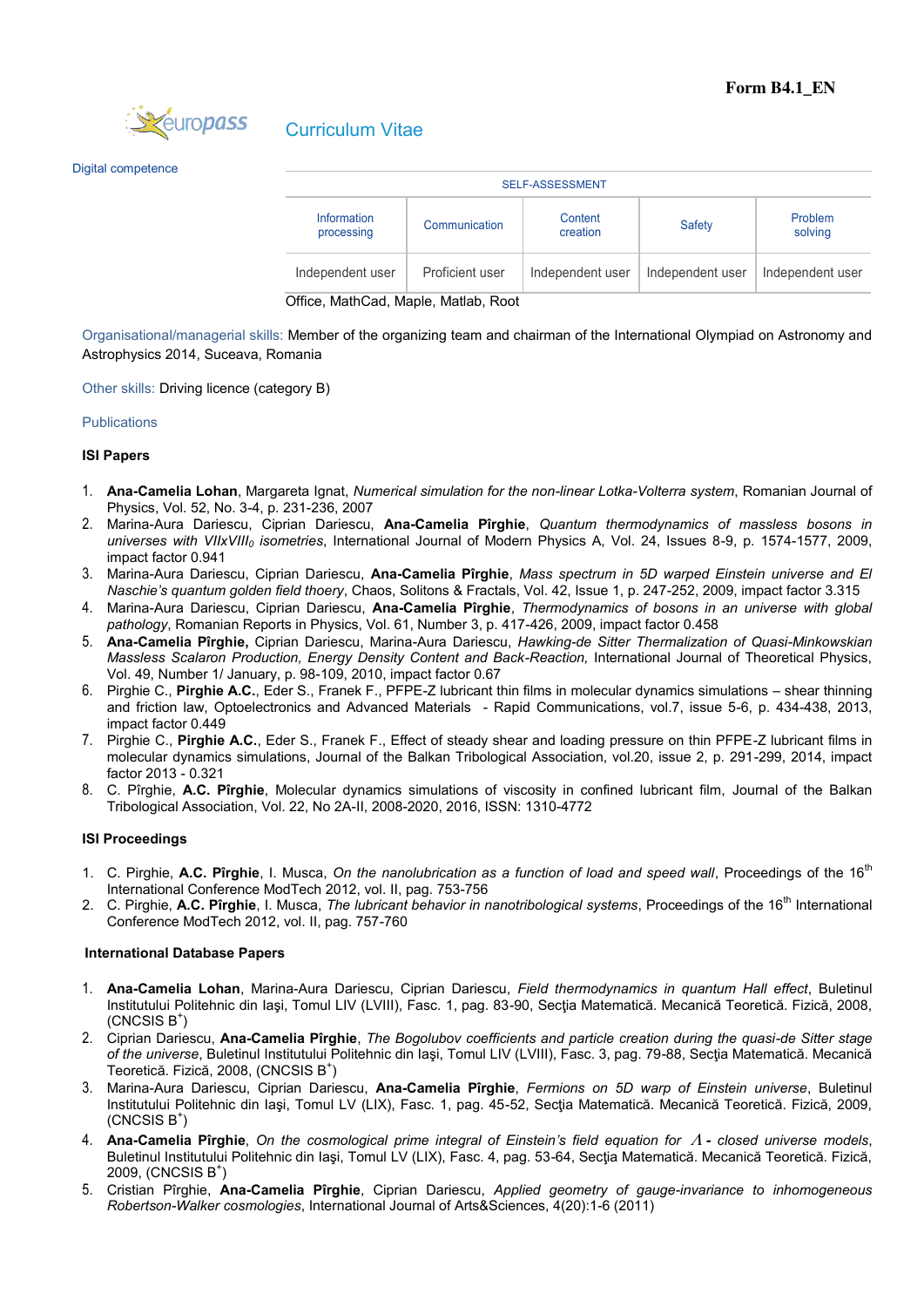Form B4.1_EN

Curriculum Vitae

Digital competence

| SELF-ASSESSMENT | | | | |
|---|---|---|---|---|
| Information processing | Communication | Content creation | Safety | Problem solving |
| Independent user | Proficient user | Independent user | Independent user | Independent user |

Office, MathCad, Maple, Matlab, Root

Organisational/managerial skills: Member of the organizing team and chairman of the International Olympiad on Astronomy and Astrophysics 2014, Suceava, Romania

Other skills: Driving licence (category B)

Publications

**ISI Papers**

1. **Ana-Camelia Lohan**, Margareta Ignat, *Numerical simulation for the non-linear Lotka-Volterra system*, Romanian Journal of Physics, Vol. 52, No. 3-4, p. 231-236, 2007
2. Marina-Aura Dariescu, Ciprian Dariescu, **Ana-Camelia Pîrghie**, *Quantum thermodynamics of massless bosons in universes with VIIxVIII$_0$ isometries*, International Journal of Modern Physics A, Vol. 24, Issues 8-9, p. 1574-1577, 2009, impact factor 0.941
3. Marina-Aura Dariescu, Ciprian Dariescu, **Ana-Camelia Pîrghie**, *Mass spectrum in 5D warped Einstein universe and El Naschie's quantum golden field thoery*, Chaos, Solitons & Fractals, Vol. 42, Issue 1, p. 247-252, 2009, impact factor 3.315
4. Marina-Aura Dariescu, Ciprian Dariescu, **Ana-Camelia Pîrghie**, *Thermodynamics of bosons in an universe with global pathology*, Romanian Reports in Physics, Vol. 61, Number 3, p. 417-426, 2009, impact factor 0.458
5. **Ana-Camelia Pîrghie,** Ciprian Dariescu, Marina-Aura Dariescu, *Hawking-de Sitter Thermalization of Quasi-Minkowskian Massless Scalaron Production, Energy Density Content and Back-Reaction,* International Journal of Theoretical Physics, Vol. 49, Number 1/ January, p. 98-109, 2010, impact factor 0.67
6. Pirghie C., **Pirghie A.C.**, Eder S., Franek F., PFPE-Z lubricant thin films in molecular dynamics simulations – shear thinning and friction law, Optoelectronics and Advanced Materials - Rapid Communications, vol.7, issue 5-6, p. 434-438, 2013, impact factor 0.449
7. Pirghie C., **Pirghie A.C.**, Eder S., Franek F., Effect of steady shear and loading pressure on thin PFPE-Z lubricant films in molecular dynamics simulations, Journal of the Balkan Tribological Association, vol.20, issue 2, p. 291-299, 2014, impact factor 2013 - 0.321
8. C. Pîrghie, **A.C. Pîrghie**, Molecular dynamics simulations of viscosity in confined lubricant film, Journal of the Balkan Tribological Association, Vol. 22, No 2A-II, 2008-2020, 2016, ISSN: 1310-4772

**ISI Proceedings**

1. C. Pirghie, **A.C. Pîrghie**, I. Musca, *On the nanolubrication as a function of load and speed wall*, Proceedings of the 16th International Conference ModTech 2012, vol. II, pag. 753-756
2. C. Pirghie, **A.C. Pîrghie**, I. Musca, *The lubricant behavior in nanotribological systems*, Proceedings of the 16th International Conference ModTech 2012, vol. II, pag. 757-760

**International Database Papers**

1. **Ana-Camelia Lohan**, Marina-Aura Dariescu, Ciprian Dariescu, *Field thermodynamics in quantum Hall effect*, Buletinul Institutului Politehnic din Iaşi, Tomul LIV (LVIII), Fasc. 1, pag. 83-90, Secţia Matematică. Mecanică Teoretică. Fizică, 2008, (CNCSIS B+)
2. Ciprian Dariescu, **Ana-Camelia Pîrghie**, *The Bogolubov coefficients and particle creation during the quasi-de Sitter stage of the universe*, Buletinul Institutului Politehnic din Iaşi, Tomul LIV (LVIII), Fasc. 3, pag. 79-88, Secţia Matematică. Mecanică Teoretică. Fizică, 2008, (CNCSIS B+)
3. Marina-Aura Dariescu, Ciprian Dariescu, **Ana-Camelia Pîrghie**, *Fermions on 5D warp of Einstein universe*, Buletinul Institutului Politehnic din Iaşi, Tomul LV (LIX), Fasc. 1, pag. 45-52, Secţia Matematică. Mecanică Teoretică. Fizică, 2009, (CNCSIS B+)
4. **Ana-Camelia Pîrghie**, *On the cosmological prime integral of Einstein's field equation for $\Lambda$ - closed universe models*, Buletinul Institutului Politehnic din Iaşi, Tomul LV (LIX), Fasc. 4, pag. 53-64, Secţia Matematică. Mecanică Teoretică. Fizică, 2009, (CNCSIS B+)
5. Cristian Pîrghie, **Ana-Camelia Pîrghie**, Ciprian Dariescu, *Applied geometry of gauge-invariance to inhomogeneous Robertson-Walker cosmologies*, International Journal of Arts&Sciences, 4(20):1-6 (2011)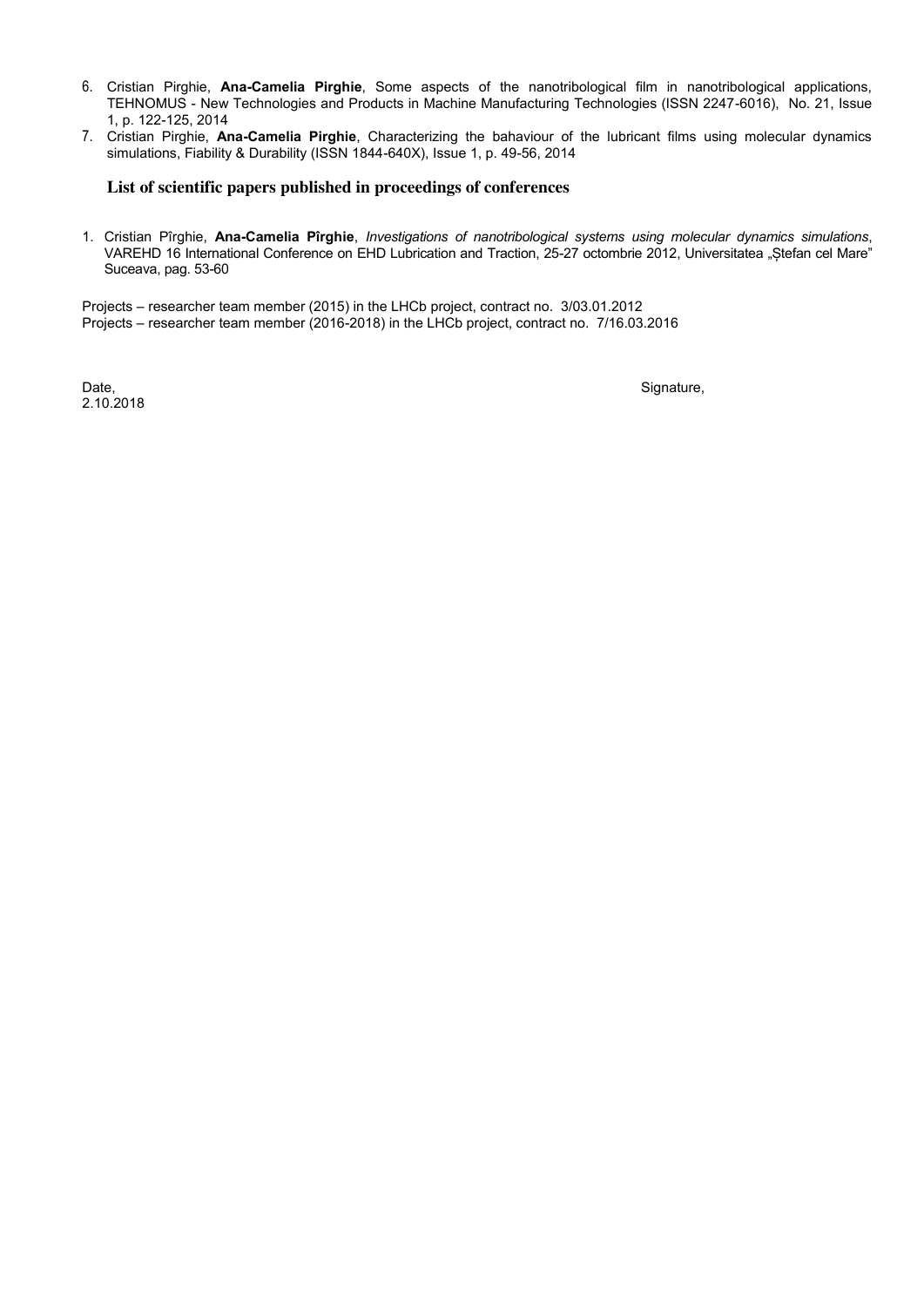6. Cristian Pirghie, **Ana-Camelia Pirghie**, Some aspects of the nanotribological film in nanotribological applications, TEHNOMUS - New Technologies and Products in Machine Manufacturing Technologies (ISSN 2247-6016), No. 21, Issue 1, p. 122-125, 2014
7. Cristian Pirghie, **Ana-Camelia Pirghie**, Characterizing the bahaviour of the lubricant films using molecular dynamics simulations, Fiability & Durability (ISSN 1844-640X), Issue 1, p. 49-56, 2014

### List of scientific papers published in proceedings of conferences

1. Cristian Pîrghie, **Ana-Camelia Pîrghie**, *Investigations of nanotribological systems using molecular dynamics simulations*, VAREHD 16 International Conference on EHD Lubrication and Traction, 25-27 octombrie 2012, Universitatea „Ştefan cel Mare" Suceava, pag. 53-60

Projects – researcher team member (2015) in the LHCb project, contract no. 3/03.01.2012
Projects – researcher team member (2016-2018) in the LHCb project, contract no. 7/16.03.2016

Date,
2.10.2018

Signature,